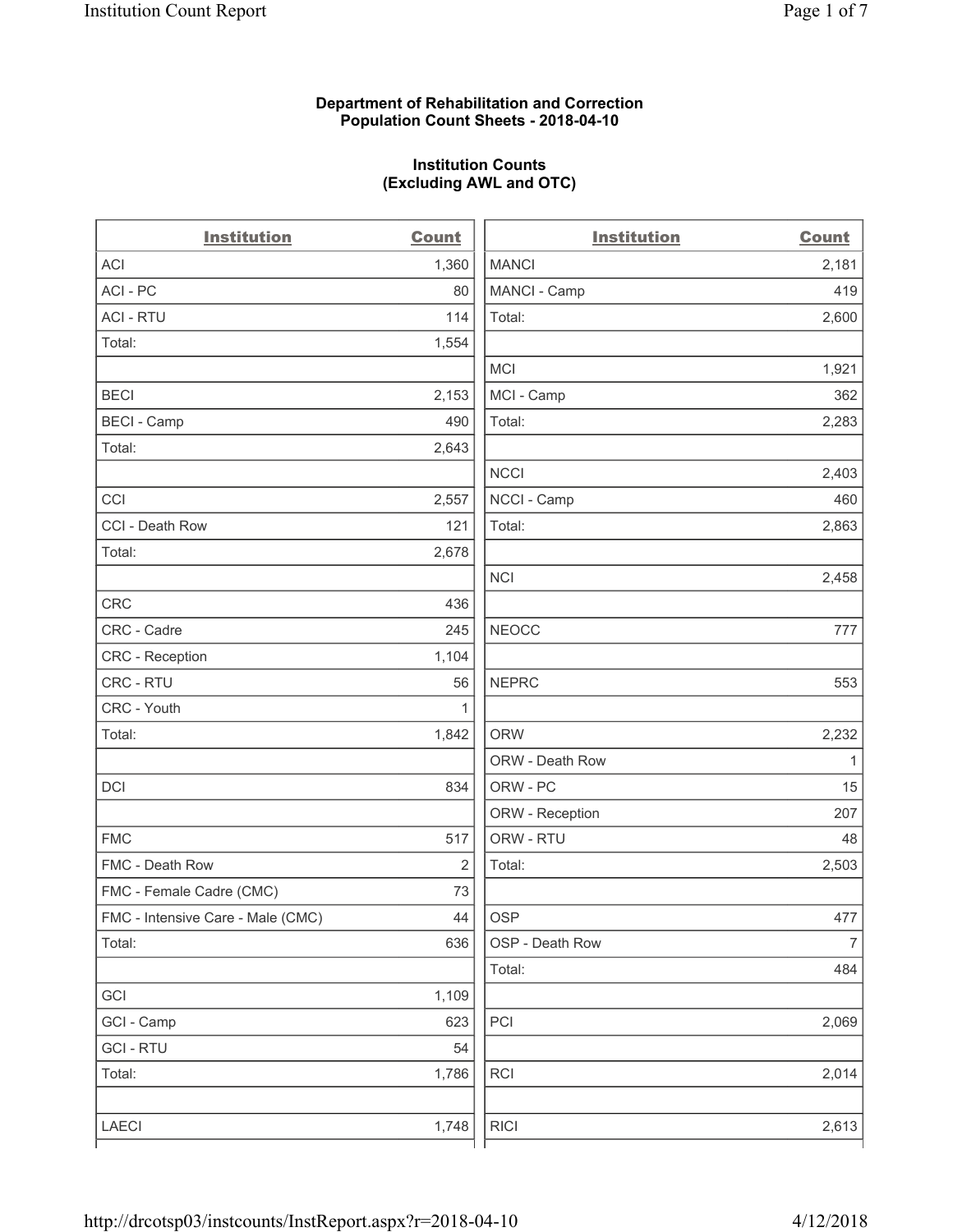**Department of Rehabilitation and Correction**
**Population Count Sheets - 2018-04-10**

**Institution Counts**
**(Excluding AWL and OTC)**

| Institution | Count | Institution | Count |
|---|---|---|---|
| ACI | 1,360 | MANCI | 2,181 |
| ACI - PC | 80 | MANCI - Camp | 419 |
| ACI - RTU | 114 | Total: | 2,600 |
| Total: | 1,554 | | |
| | | MCI | 1,921 |
| BECI | 2,153 | MCI - Camp | 362 |
| BECI - Camp | 490 | Total: | 2,283 |
| Total: | 2,643 | | |
| | | NCCI | 2,403 |
| CCI | 2,557 | NCCI - Camp | 460 |
| CCI - Death Row | 121 | Total: | 2,863 |
| Total: | 2,678 | | |
| | | NCI | 2,458 |
| CRC | 436 | | |
| CRC - Cadre | 245 | NEOCC | 777 |
| CRC - Reception | 1,104 | | |
| CRC - RTU | 56 | NEPRC | 553 |
| CRC - Youth | 1 | | |
| Total: | 1,842 | ORW | 2,232 |
| | | ORW - Death Row | 1 |
| DCI | 834 | ORW - PC | 15 |
| | | ORW - Reception | 207 |
| FMC | 517 | ORW - RTU | 48 |
| FMC - Death Row | 2 | Total: | 2,503 |
| FMC - Female Cadre (CMC) | 73 | | |
| FMC - Intensive Care - Male (CMC) | 44 | OSP | 477 |
| Total: | 636 | OSP - Death Row | 7 |
| | | Total: | 484 |
| GCI | 1,109 | | |
| GCI - Camp | 623 | PCI | 2,069 |
| GCI - RTU | 54 | | |
| Total: | 1,786 | RCI | 2,014 |
| | | | |
| LAECI | 1,748 | RICI | 2,613 |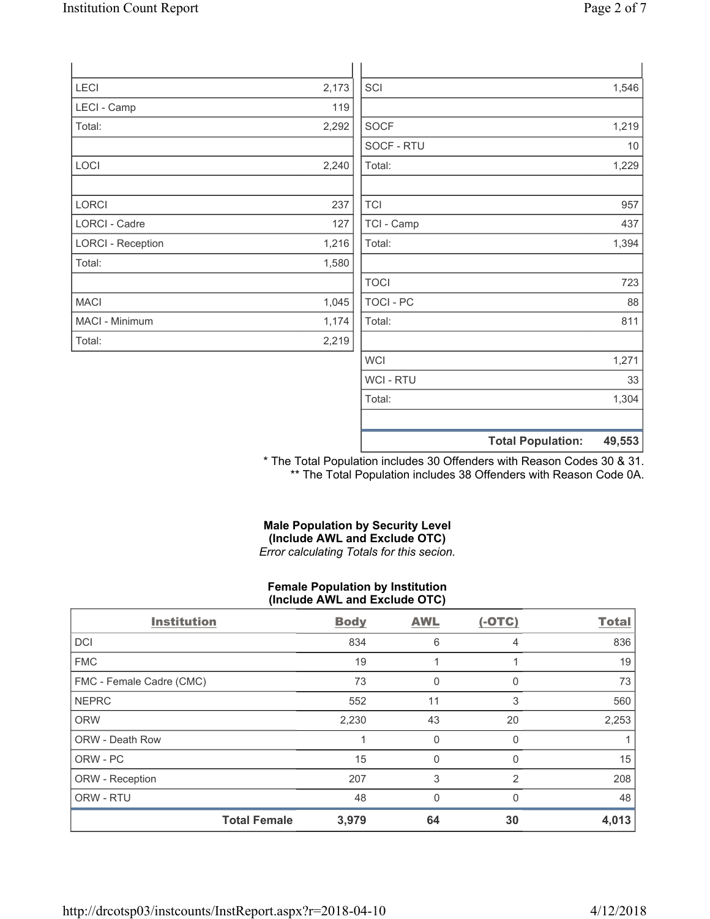| | |
|---|---|
| LECI | 2,173 |
| LECI - Camp | 119 |
| Total: | 2,292 |
| | |
| LOCI | 2,240 |
| | |
| LORCI | 237 |
| LORCI - Cadre | 127 |
| LORCI - Reception | 1,216 |
| Total: | 1,580 |
| | |
| MACI | 1,045 |
| MACI - Minimum | 1,174 |
| Total: | 2,219 |

| | |
|---|---|
| SCI | 1,546 |
| | |
| SOCF | 1,219 |
| SOCF - RTU | 10 |
| Total: | 1,229 |
| | |
| TCI | 957 |
| TCI - Camp | 437 |
| Total: | 1,394 |
| | |
| TOCI | 723 |
| TOCI - PC | 88 |
| Total: | 811 |
| | |
| WCI | 1,271 |
| WCI - RTU | 33 |
| Total: | 1,304 |
| | |
| **Total Population:** | **49,553** |

* The Total Population includes 30 Offenders with Reason Codes 30 & 31.
** The Total Population includes 38 Offenders with Reason Code 0A.

**Male Population by Security Level**
**(Include AWL and Exclude OTC)**
*Error calculating Totals for this secion.*

**Female Population by Institution**
**(Include AWL and Exclude OTC)**

| Institution | Body | AWL | (-OTC) | Total |
|---|---|---|---|---|
| DCI | 834 | 6 | 4 | 836 |
| FMC | 19 | 1 | 1 | 19 |
| FMC - Female Cadre (CMC) | 73 | 0 | 0 | 73 |
| NEPRC | 552 | 11 | 3 | 560 |
| ORW | 2,230 | 43 | 20 | 2,253 |
| ORW - Death Row | 1 | 0 | 0 | 1 |
| ORW - PC | 15 | 0 | 0 | 15 |
| ORW - Reception | 207 | 3 | 2 | 208 |
| ORW - RTU | 48 | 0 | 0 | 48 |
| **Total Female** | **3,979** | **64** | **30** | **4,013** |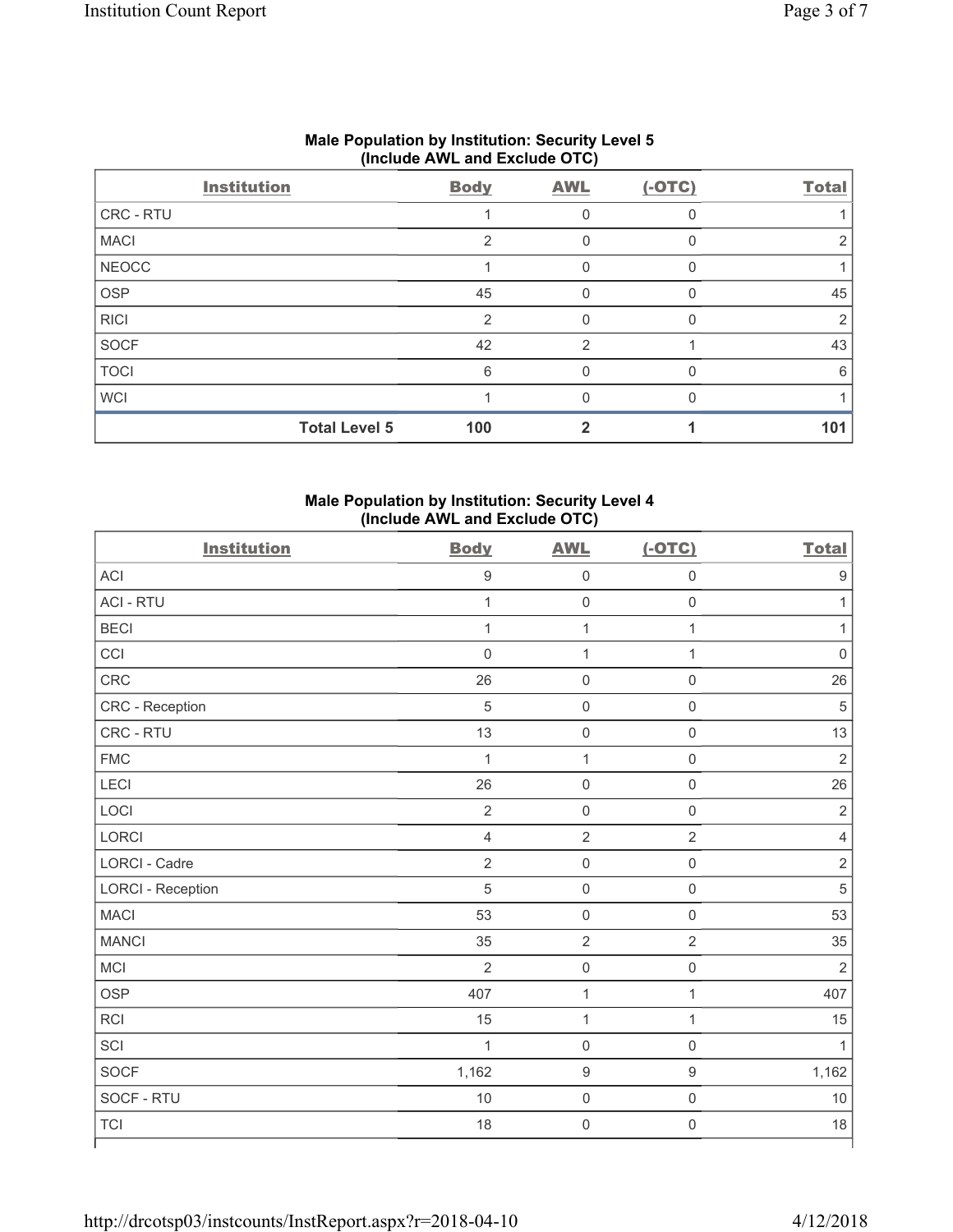## Male Population by Institution: Security Level 5 (Include AWL and Exclude OTC)

| Institution | Body | AWL | (-OTC) | Total |
|---|---|---|---|---|
| CRC - RTU | 1 | 0 | 0 | 1 |
| MACI | 2 | 0 | 0 | 2 |
| NEOCC | 1 | 0 | 0 | 1 |
| OSP | 45 | 0 | 0 | 45 |
| RICI | 2 | 0 | 0 | 2 |
| SOCF | 42 | 2 | 1 | 43 |
| TOCI | 6 | 0 | 0 | 6 |
| WCI | 1 | 0 | 0 | 1 |
| **Total Level 5** | **100** | **2** | **1** | **101** |

## Male Population by Institution: Security Level 4 (Include AWL and Exclude OTC)

| Institution | Body | AWL | (-OTC) | Total |
|---|---|---|---|---|
| ACI | 9 | 0 | 0 | 9 |
| ACI - RTU | 1 | 0 | 0 | 1 |
| BECI | 1 | 1 | 1 | 1 |
| CCI | 0 | 1 | 1 | 0 |
| CRC | 26 | 0 | 0 | 26 |
| CRC - Reception | 5 | 0 | 0 | 5 |
| CRC - RTU | 13 | 0 | 0 | 13 |
| FMC | 1 | 1 | 0 | 2 |
| LECI | 26 | 0 | 0 | 26 |
| LOCI | 2 | 0 | 0 | 2 |
| LORCI | 4 | 2 | 2 | 4 |
| LORCI - Cadre | 2 | 0 | 0 | 2 |
| LORCI - Reception | 5 | 0 | 0 | 5 |
| MACI | 53 | 0 | 0 | 53 |
| MANCI | 35 | 2 | 2 | 35 |
| MCI | 2 | 0 | 0 | 2 |
| OSP | 407 | 1 | 1 | 407 |
| RCI | 15 | 1 | 1 | 15 |
| SCI | 1 | 0 | 0 | 1 |
| SOCF | 1,162 | 9 | 9 | 1,162 |
| SOCF - RTU | 10 | 0 | 0 | 10 |
| TCI | 18 | 0 | 0 | 18 |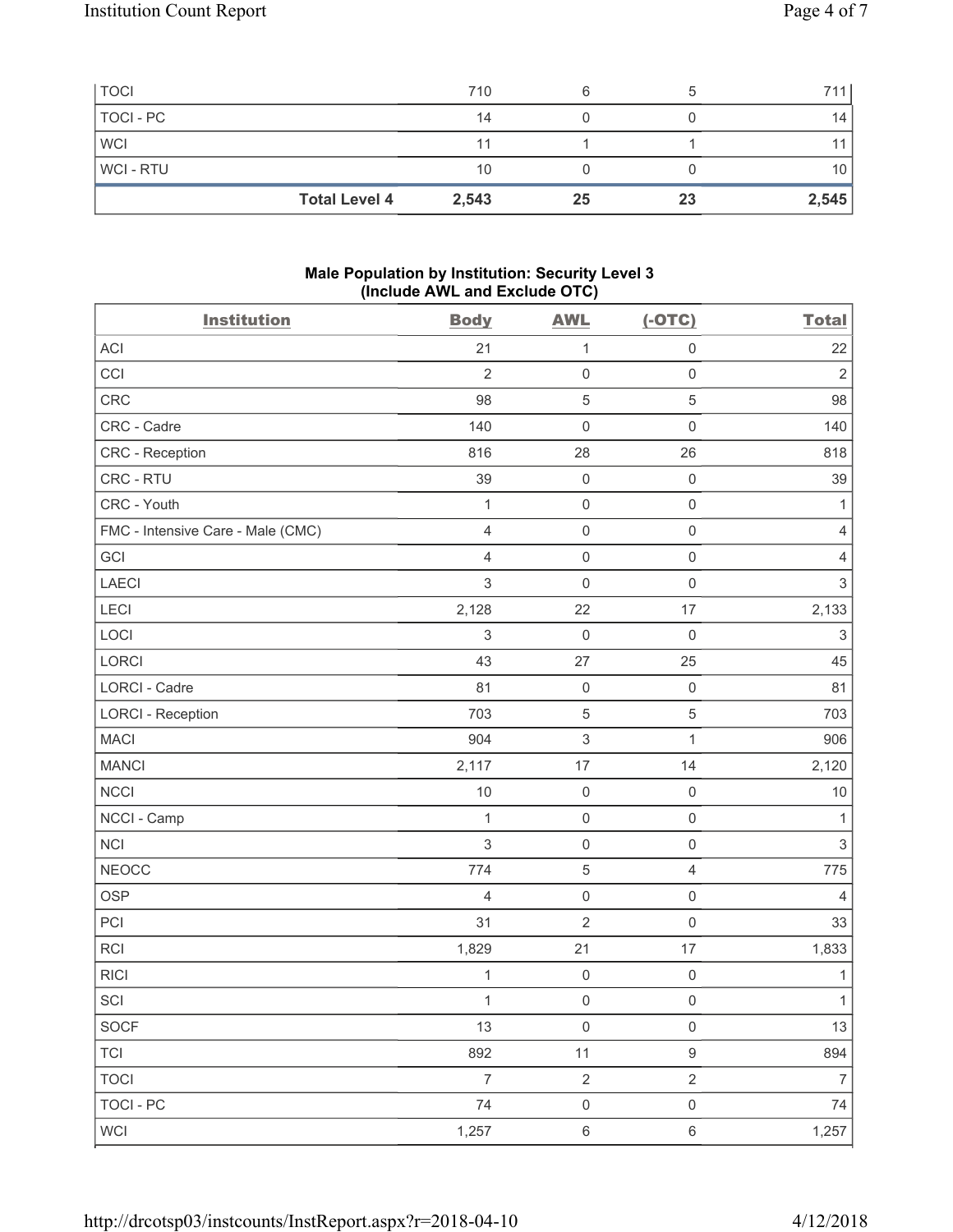| | | | | |
|---|---|---|---|---|
| TOCI | 710 | 6 | 5 | 711 |
| TOCI - PC | 14 | 0 | 0 | 14 |
| WCI | 11 | 1 | 1 | 11 |
| WCI - RTU | 10 | 0 | 0 | 10 |
| **Total Level 4** | **2,543** | **25** | **23** | **2,545** |

### Male Population by Institution: Security Level 3 (Include AWL and Exclude OTC)

| Institution | Body | AWL | (-OTC) | Total |
|---|---|---|---|---|
| ACI | 21 | 1 | 0 | 22 |
| CCI | 2 | 0 | 0 | 2 |
| CRC | 98 | 5 | 5 | 98 |
| CRC - Cadre | 140 | 0 | 0 | 140 |
| CRC - Reception | 816 | 28 | 26 | 818 |
| CRC - RTU | 39 | 0 | 0 | 39 |
| CRC - Youth | 1 | 0 | 0 | 1 |
| FMC - Intensive Care - Male (CMC) | 4 | 0 | 0 | 4 |
| GCI | 4 | 0 | 0 | 4 |
| LAECI | 3 | 0 | 0 | 3 |
| LECI | 2,128 | 22 | 17 | 2,133 |
| LOCI | 3 | 0 | 0 | 3 |
| LORCI | 43 | 27 | 25 | 45 |
| LORCI - Cadre | 81 | 0 | 0 | 81 |
| LORCI - Reception | 703 | 5 | 5 | 703 |
| MACI | 904 | 3 | 1 | 906 |
| MANCI | 2,117 | 17 | 14 | 2,120 |
| NCCI | 10 | 0 | 0 | 10 |
| NCCI - Camp | 1 | 0 | 0 | 1 |
| NCI | 3 | 0 | 0 | 3 |
| NEOCC | 774 | 5 | 4 | 775 |
| OSP | 4 | 0 | 0 | 4 |
| PCI | 31 | 2 | 0 | 33 |
| RCI | 1,829 | 21 | 17 | 1,833 |
| RICI | 1 | 0 | 0 | 1 |
| SCI | 1 | 0 | 0 | 1 |
| SOCF | 13 | 0 | 0 | 13 |
| TCI | 892 | 11 | 9 | 894 |
| TOCI | 7 | 2 | 2 | 7 |
| TOCI - PC | 74 | 0 | 0 | 74 |
| WCI | 1,257 | 6 | 6 | 1,257 |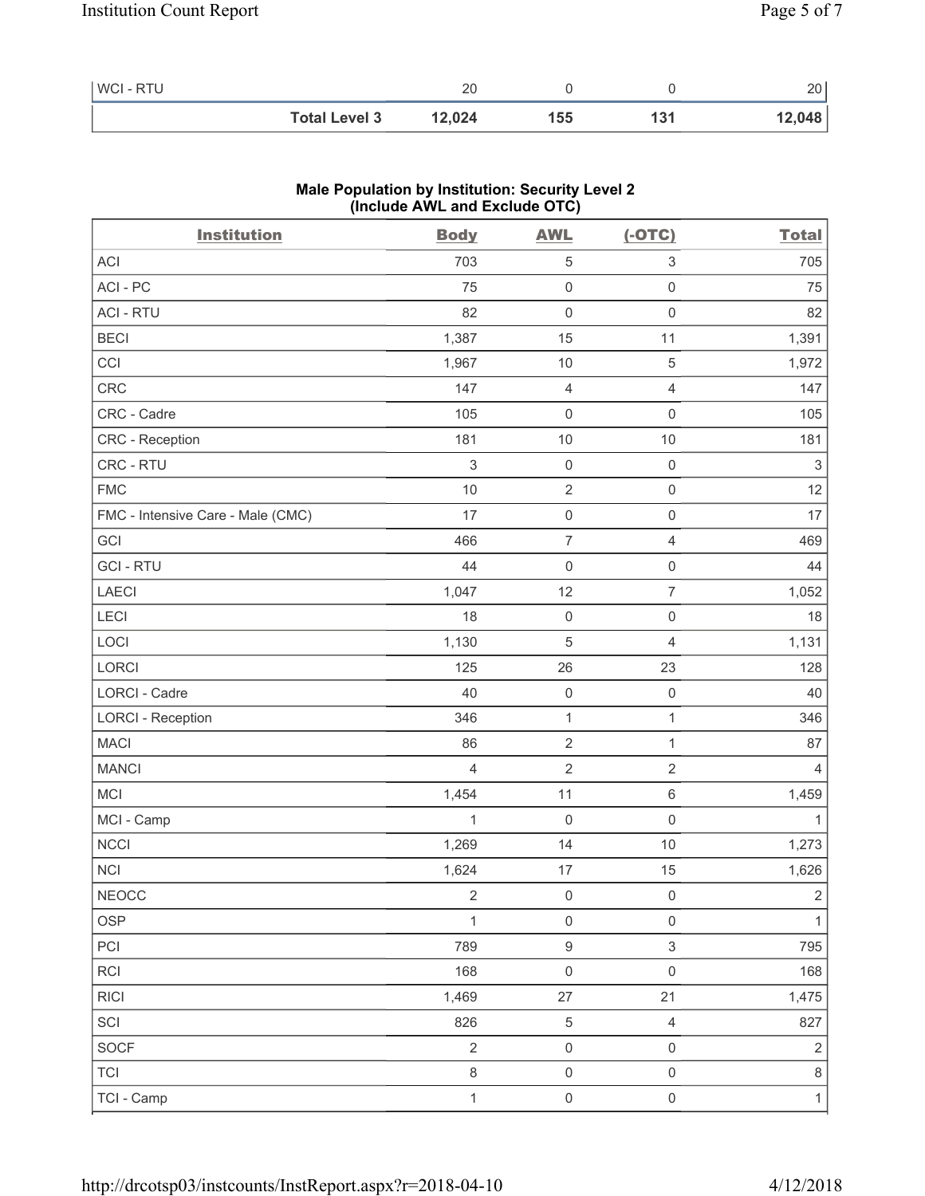| WCI - RTU | 20 | 0 | 0 | 20 |
|---|---|---|---|---|
| **Total Level 3** | **12,024** | **155** | **131** | **12,048** |

### Male Population by Institution: Security Level 2 (Include AWL and Exclude OTC)

| Institution | Body | AWL | (-OTC) | Total |
|---|---|---|---|---|
| ACI | 703 | 5 | 3 | 705 |
| ACI - PC | 75 | 0 | 0 | 75 |
| ACI - RTU | 82 | 0 | 0 | 82 |
| BECI | 1,387 | 15 | 11 | 1,391 |
| CCI | 1,967 | 10 | 5 | 1,972 |
| CRC | 147 | 4 | 4 | 147 |
| CRC - Cadre | 105 | 0 | 0 | 105 |
| CRC - Reception | 181 | 10 | 10 | 181 |
| CRC - RTU | 3 | 0 | 0 | 3 |
| FMC | 10 | 2 | 0 | 12 |
| FMC - Intensive Care - Male (CMC) | 17 | 0 | 0 | 17 |
| GCI | 466 | 7 | 4 | 469 |
| GCI - RTU | 44 | 0 | 0 | 44 |
| LAECI | 1,047 | 12 | 7 | 1,052 |
| LECI | 18 | 0 | 0 | 18 |
| LOCI | 1,130 | 5 | 4 | 1,131 |
| LORCI | 125 | 26 | 23 | 128 |
| LORCI - Cadre | 40 | 0 | 0 | 40 |
| LORCI - Reception | 346 | 1 | 1 | 346 |
| MACI | 86 | 2 | 1 | 87 |
| MANCI | 4 | 2 | 2 | 4 |
| MCI | 1,454 | 11 | 6 | 1,459 |
| MCI - Camp | 1 | 0 | 0 | 1 |
| NCCI | 1,269 | 14 | 10 | 1,273 |
| NCI | 1,624 | 17 | 15 | 1,626 |
| NEOCC | 2 | 0 | 0 | 2 |
| OSP | 1 | 0 | 0 | 1 |
| PCI | 789 | 9 | 3 | 795 |
| RCI | 168 | 0 | 0 | 168 |
| RICI | 1,469 | 27 | 21 | 1,475 |
| SCI | 826 | 5 | 4 | 827 |
| SOCF | 2 | 0 | 0 | 2 |
| TCI | 8 | 0 | 0 | 8 |
| TCI - Camp | 1 | 0 | 0 | 1 |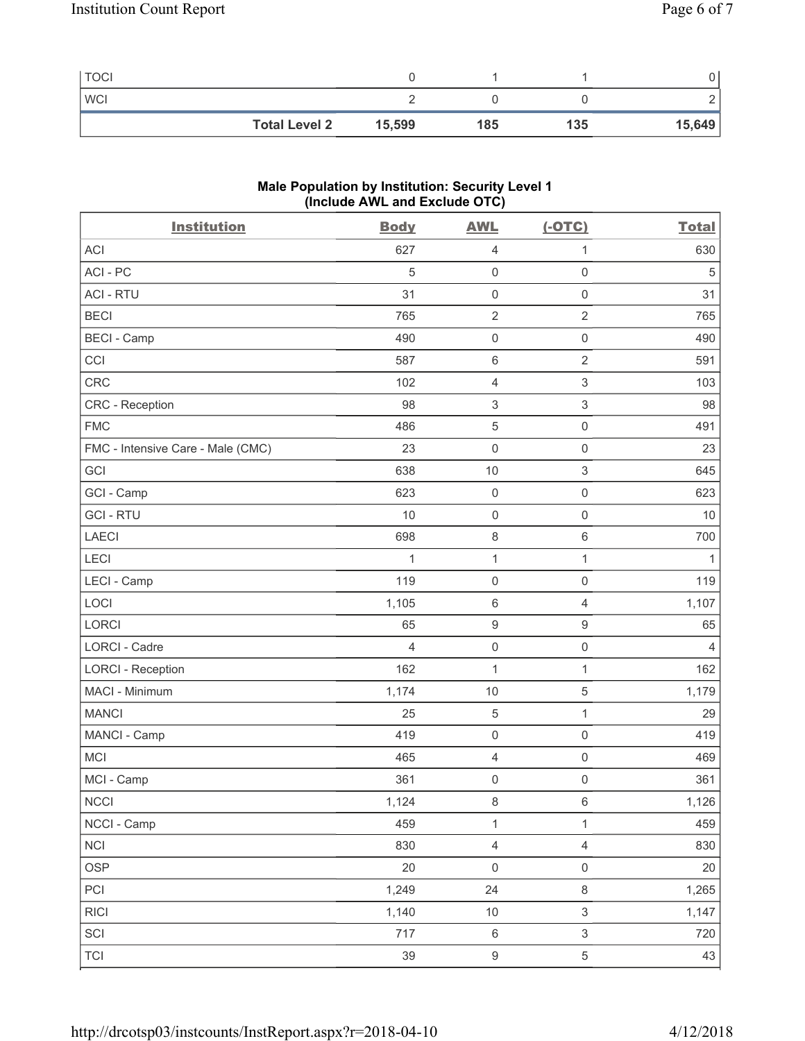| | Body | AWL | (-OTC) | Total |
|---|---|---|---|---|
| TOCI | 0 | 1 | 1 | 0 |
| WCI | 2 | 0 | 0 | 2 |
| **Total Level 2** | **15,599** | **185** | **135** | **15,649** |

**Male Population by Institution: Security Level 1**
**(Include AWL and Exclude OTC)**

| Institution | Body | AWL | (-OTC) | Total |
|---|---|---|---|---|
| ACI | 627 | 4 | 1 | 630 |
| ACI - PC | 5 | 0 | 0 | 5 |
| ACI - RTU | 31 | 0 | 0 | 31 |
| BECI | 765 | 2 | 2 | 765 |
| BECI - Camp | 490 | 0 | 0 | 490 |
| CCI | 587 | 6 | 2 | 591 |
| CRC | 102 | 4 | 3 | 103 |
| CRC - Reception | 98 | 3 | 3 | 98 |
| FMC | 486 | 5 | 0 | 491 |
| FMC - Intensive Care - Male (CMC) | 23 | 0 | 0 | 23 |
| GCI | 638 | 10 | 3 | 645 |
| GCI - Camp | 623 | 0 | 0 | 623 |
| GCI - RTU | 10 | 0 | 0 | 10 |
| LAECI | 698 | 8 | 6 | 700 |
| LECI | 1 | 1 | 1 | 1 |
| LECI - Camp | 119 | 0 | 0 | 119 |
| LOCI | 1,105 | 6 | 4 | 1,107 |
| LORCI | 65 | 9 | 9 | 65 |
| LORCI - Cadre | 4 | 0 | 0 | 4 |
| LORCI - Reception | 162 | 1 | 1 | 162 |
| MACI - Minimum | 1,174 | 10 | 5 | 1,179 |
| MANCI | 25 | 5 | 1 | 29 |
| MANCI - Camp | 419 | 0 | 0 | 419 |
| MCI | 465 | 4 | 0 | 469 |
| MCI - Camp | 361 | 0 | 0 | 361 |
| NCCI | 1,124 | 8 | 6 | 1,126 |
| NCCI - Camp | 459 | 1 | 1 | 459 |
| NCI | 830 | 4 | 4 | 830 |
| OSP | 20 | 0 | 0 | 20 |
| PCI | 1,249 | 24 | 8 | 1,265 |
| RICI | 1,140 | 10 | 3 | 1,147 |
| SCI | 717 | 6 | 3 | 720 |
| TCI | 39 | 9 | 5 | 43 |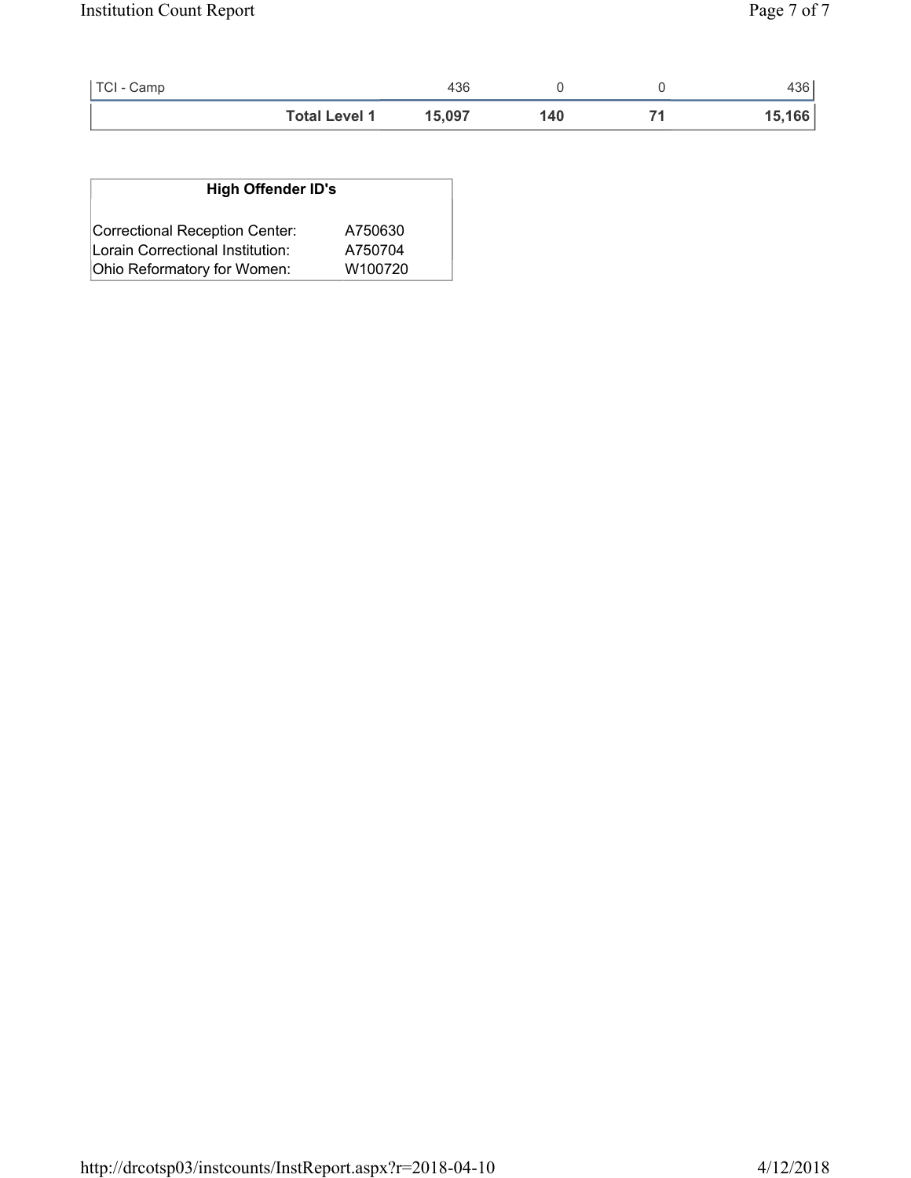| | | | | |
|---|---|---|---|---|
| TCI - Camp | 436 | 0 | 0 | 436 |
| **Total Level 1** | **15,097** | **140** | **71** | **15,166** |

| High Offender ID's | |
|---|---|
| Correctional Reception Center: | A750630 |
| Lorain Correctional Institution: | A750704 |
| Ohio Reformatory for Women: | W100720 |